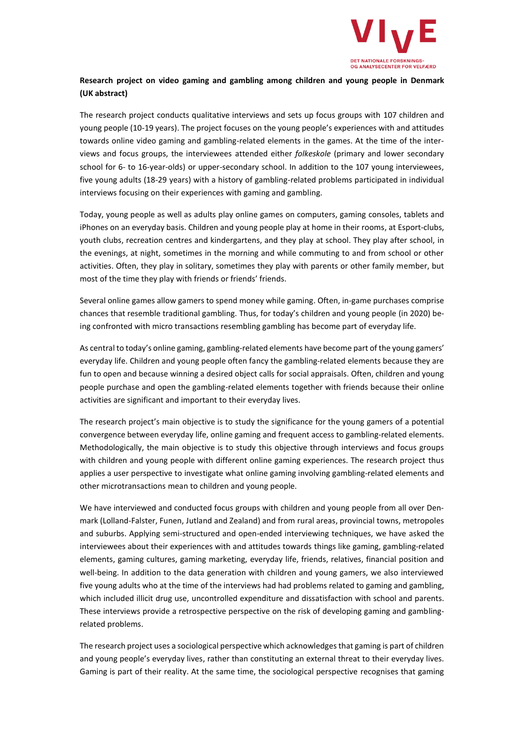**Research project on video gaming and gambling among children and young people in Denmark (UK abstract)**

The research project conducts qualitative interviews and sets up focus groups with 107 children and young people (10-19 years). The project focuses on the young people's experiences with and attitudes towards online video gaming and gambling-related elements in the games. At the time of the interviews and focus groups, the interviewees attended either *folkeskole* (primary and lower secondary school for 6- to 16-year-olds) or upper-secondary school. In addition to the 107 young interviewees, five young adults (18-29 years) with a history of gambling-related problems participated in individual interviews focusing on their experiences with gaming and gambling.

Today, young people as well as adults play online games on computers, gaming consoles, tablets and iPhones on an everyday basis. Children and young people play at home in their rooms, at Esport-clubs, youth clubs, recreation centres and kindergartens, and they play at school. They play after school, in the evenings, at night, sometimes in the morning and while commuting to and from school or other activities. Often, they play in solitary, sometimes they play with parents or other family member, but most of the time they play with friends or friends' friends.

Several online games allow gamers to spend money while gaming. Often, in-game purchases comprise chances that resemble traditional gambling. Thus, for today's children and young people (in 2020) being confronted with micro transactions resembling gambling has become part of everyday life.

As central to today's online gaming, gambling-related elements have become part of the young gamers' everyday life. Children and young people often fancy the gambling-related elements because they are fun to open and because winning a desired object calls for social appraisals. Often, children and young people purchase and open the gambling-related elements together with friends because their online activities are significant and important to their everyday lives.

The research project's main objective is to study the significance for the young gamers of a potential convergence between everyday life, online gaming and frequent access to gambling-related elements. Methodologically, the main objective is to study this objective through interviews and focus groups with children and young people with different online gaming experiences. The research project thus applies a user perspective to investigate what online gaming involving gambling-related elements and other microtransactions mean to children and young people.

We have interviewed and conducted focus groups with children and young people from all over Denmark (Lolland-Falster, Funen, Jutland and Zealand) and from rural areas, provincial towns, metropoles and suburbs. Applying semi-structured and open-ended interviewing techniques, we have asked the interviewees about their experiences with and attitudes towards things like gaming, gambling-related elements, gaming cultures, gaming marketing, everyday life, friends, relatives, financial position and well-being. In addition to the data generation with children and young gamers, we also interviewed five young adults who at the time of the interviews had had problems related to gaming and gambling, which included illicit drug use, uncontrolled expenditure and dissatisfaction with school and parents. These interviews provide a retrospective perspective on the risk of developing gaming and gambling-related problems.

The research project uses a sociological perspective which acknowledges that gaming is part of children and young people's everyday lives, rather than constituting an external threat to their everyday lives. Gaming is part of their reality. At the same time, the sociological perspective recognises that gaming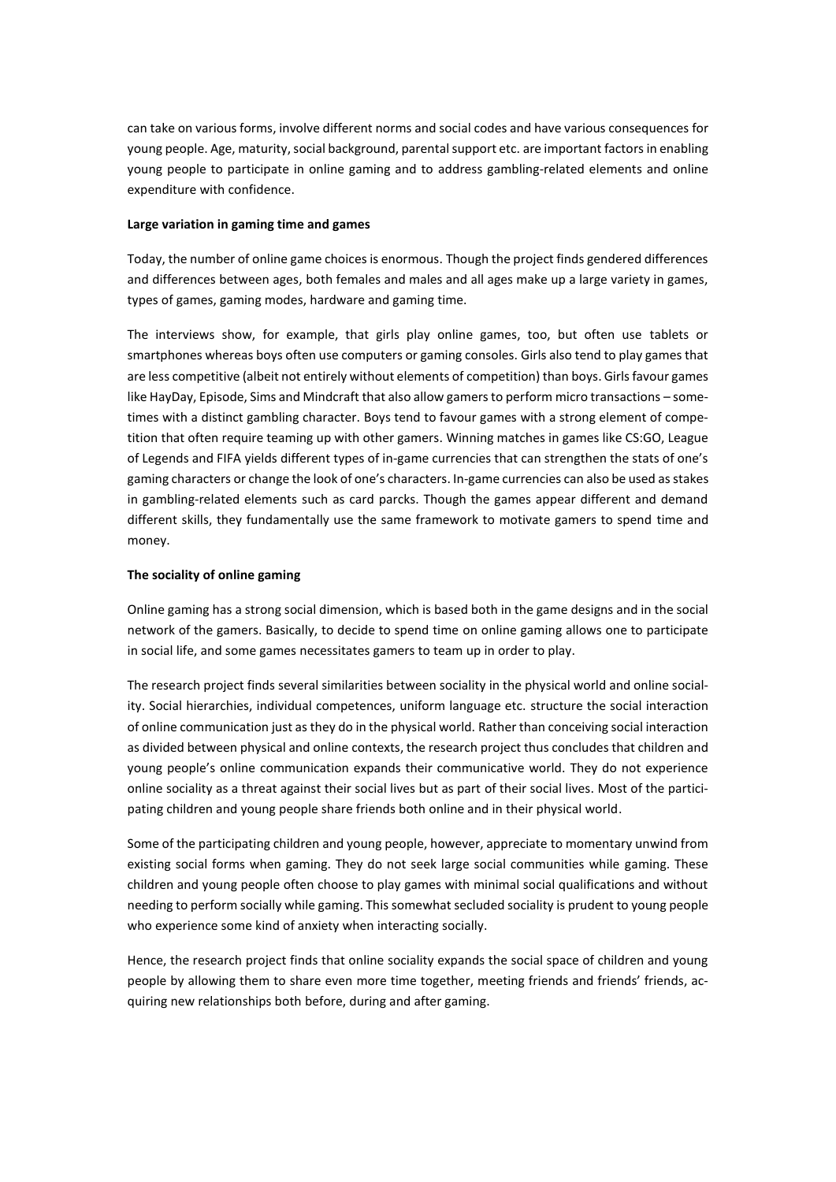can take on various forms, involve different norms and social codes and have various consequences for young people. Age, maturity, social background, parental support etc. are important factors in enabling young people to participate in online gaming and to address gambling-related elements and online expenditure with confidence.

**Large variation in gaming time and games**

Today, the number of online game choices is enormous. Though the project finds gendered differences and differences between ages, both females and males and all ages make up a large variety in games, types of games, gaming modes, hardware and gaming time.

The interviews show, for example, that girls play online games, too, but often use tablets or smartphones whereas boys often use computers or gaming consoles. Girls also tend to play games that are less competitive (albeit not entirely without elements of competition) than boys. Girls favour games like HayDay, Episode, Sims and Mindcraft that also allow gamers to perform micro transactions – sometimes with a distinct gambling character. Boys tend to favour games with a strong element of competition that often require teaming up with other gamers. Winning matches in games like CS:GO, League of Legends and FIFA yields different types of in-game currencies that can strengthen the stats of one's gaming characters or change the look of one's characters. In-game currencies can also be used as stakes in gambling-related elements such as card parcks. Though the games appear different and demand different skills, they fundamentally use the same framework to motivate gamers to spend time and money.

**The sociality of online gaming**

Online gaming has a strong social dimension, which is based both in the game designs and in the social network of the gamers. Basically, to decide to spend time on online gaming allows one to participate in social life, and some games necessitates gamers to team up in order to play.

The research project finds several similarities between sociality in the physical world and online sociality. Social hierarchies, individual competences, uniform language etc. structure the social interaction of online communication just as they do in the physical world. Rather than conceiving social interaction as divided between physical and online contexts, the research project thus concludes that children and young people's online communication expands their communicative world. They do not experience online sociality as a threat against their social lives but as part of their social lives. Most of the participating children and young people share friends both online and in their physical world.

Some of the participating children and young people, however, appreciate to momentary unwind from existing social forms when gaming. They do not seek large social communities while gaming. These children and young people often choose to play games with minimal social qualifications and without needing to perform socially while gaming. This somewhat secluded sociality is prudent to young people who experience some kind of anxiety when interacting socially.

Hence, the research project finds that online sociality expands the social space of children and young people by allowing them to share even more time together, meeting friends and friends' friends, acquiring new relationships both before, during and after gaming.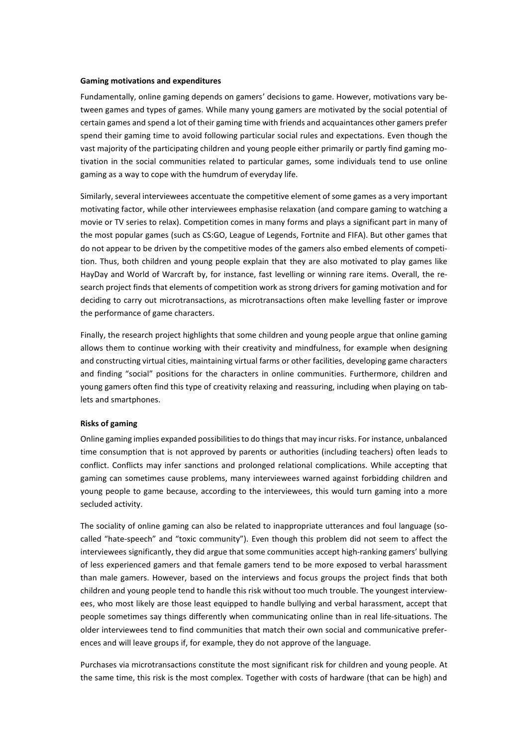**Gaming motivations and expenditures**

Fundamentally, online gaming depends on gamers' decisions to game. However, motivations vary between games and types of games. While many young gamers are motivated by the social potential of certain games and spend a lot of their gaming time with friends and acquaintances other gamers prefer spend their gaming time to avoid following particular social rules and expectations. Even though the vast majority of the participating children and young people either primarily or partly find gaming motivation in the social communities related to particular games, some individuals tend to use online gaming as a way to cope with the humdrum of everyday life.

Similarly, several interviewees accentuate the competitive element of some games as a very important motivating factor, while other interviewees emphasise relaxation (and compare gaming to watching a movie or TV series to relax). Competition comes in many forms and plays a significant part in many of the most popular games (such as CS:GO, League of Legends, Fortnite and FIFA). But other games that do not appear to be driven by the competitive modes of the gamers also embed elements of competition. Thus, both children and young people explain that they are also motivated to play games like HayDay and World of Warcraft by, for instance, fast levelling or winning rare items. Overall, the research project finds that elements of competition work as strong drivers for gaming motivation and for deciding to carry out microtransactions, as microtransactions often make levelling faster or improve the performance of game characters.

Finally, the research project highlights that some children and young people argue that online gaming allows them to continue working with their creativity and mindfulness, for example when designing and constructing virtual cities, maintaining virtual farms or other facilities, developing game characters and finding "social" positions for the characters in online communities. Furthermore, children and young gamers often find this type of creativity relaxing and reassuring, including when playing on tablets and smartphones.

**Risks of gaming**

Online gaming implies expanded possibilities to do things that may incur risks. For instance, unbalanced time consumption that is not approved by parents or authorities (including teachers) often leads to conflict. Conflicts may infer sanctions and prolonged relational complications. While accepting that gaming can sometimes cause problems, many interviewees warned against forbidding children and young people to game because, according to the interviewees, this would turn gaming into a more secluded activity.

The sociality of online gaming can also be related to inappropriate utterances and foul language (so-called "hate-speech" and "toxic community"). Even though this problem did not seem to affect the interviewees significantly, they did argue that some communities accept high-ranking gamers' bullying of less experienced gamers and that female gamers tend to be more exposed to verbal harassment than male gamers. However, based on the interviews and focus groups the project finds that both children and young people tend to handle this risk without too much trouble. The youngest interviewees, who most likely are those least equipped to handle bullying and verbal harassment, accept that people sometimes say things differently when communicating online than in real life-situations. The older interviewees tend to find communities that match their own social and communicative preferences and will leave groups if, for example, they do not approve of the language.

Purchases via microtransactions constitute the most significant risk for children and young people. At the same time, this risk is the most complex. Together with costs of hardware (that can be high) and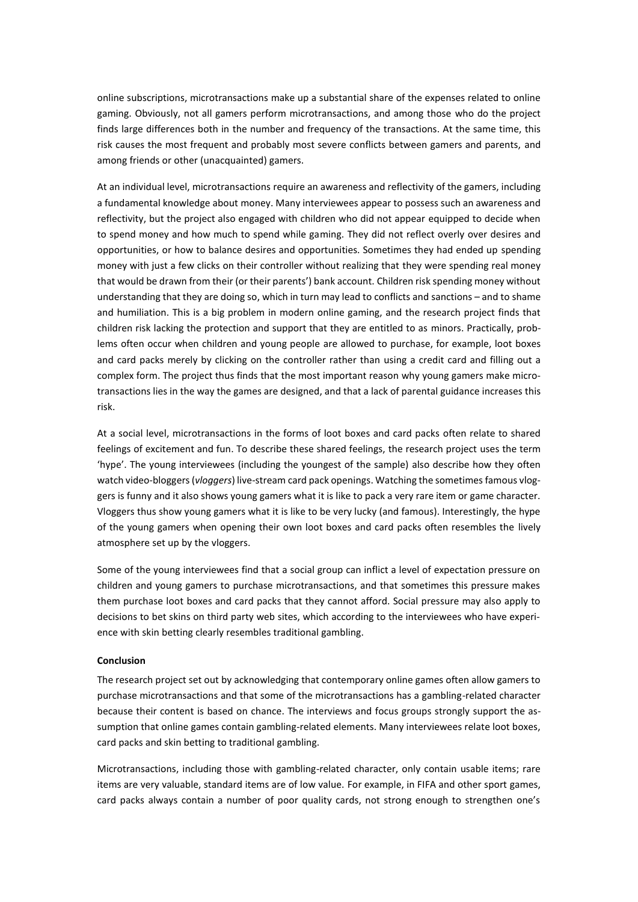online subscriptions, microtransactions make up a substantial share of the expenses related to online gaming. Obviously, not all gamers perform microtransactions, and among those who do the project finds large differences both in the number and frequency of the transactions. At the same time, this risk causes the most frequent and probably most severe conflicts between gamers and parents, and among friends or other (unacquainted) gamers.

At an individual level, microtransactions require an awareness and reflectivity of the gamers, including a fundamental knowledge about money. Many interviewees appear to possess such an awareness and reflectivity, but the project also engaged with children who did not appear equipped to decide when to spend money and how much to spend while gaming. They did not reflect overly over desires and opportunities, or how to balance desires and opportunities. Sometimes they had ended up spending money with just a few clicks on their controller without realizing that they were spending real money that would be drawn from their (or their parents') bank account. Children risk spending money without understanding that they are doing so, which in turn may lead to conflicts and sanctions – and to shame and humiliation. This is a big problem in modern online gaming, and the research project finds that children risk lacking the protection and support that they are entitled to as minors. Practically, problems often occur when children and young people are allowed to purchase, for example, loot boxes and card packs merely by clicking on the controller rather than using a credit card and filling out a complex form. The project thus finds that the most important reason why young gamers make microtransactions lies in the way the games are designed, and that a lack of parental guidance increases this risk.

At a social level, microtransactions in the forms of loot boxes and card packs often relate to shared feelings of excitement and fun. To describe these shared feelings, the research project uses the term 'hype'. The young interviewees (including the youngest of the sample) also describe how they often watch video-bloggers (*vloggers*) live-stream card pack openings. Watching the sometimes famous vloggers is funny and it also shows young gamers what it is like to pack a very rare item or game character. Vloggers thus show young gamers what it is like to be very lucky (and famous). Interestingly, the hype of the young gamers when opening their own loot boxes and card packs often resembles the lively atmosphere set up by the vloggers.

Some of the young interviewees find that a social group can inflict a level of expectation pressure on children and young gamers to purchase microtransactions, and that sometimes this pressure makes them purchase loot boxes and card packs that they cannot afford. Social pressure may also apply to decisions to bet skins on third party web sites, which according to the interviewees who have experience with skin betting clearly resembles traditional gambling.

**Conclusion**

The research project set out by acknowledging that contemporary online games often allow gamers to purchase microtransactions and that some of the microtransactions has a gambling-related character because their content is based on chance. The interviews and focus groups strongly support the assumption that online games contain gambling-related elements. Many interviewees relate loot boxes, card packs and skin betting to traditional gambling.

Microtransactions, including those with gambling-related character, only contain usable items; rare items are very valuable, standard items are of low value. For example, in FIFA and other sport games, card packs always contain a number of poor quality cards, not strong enough to strengthen one's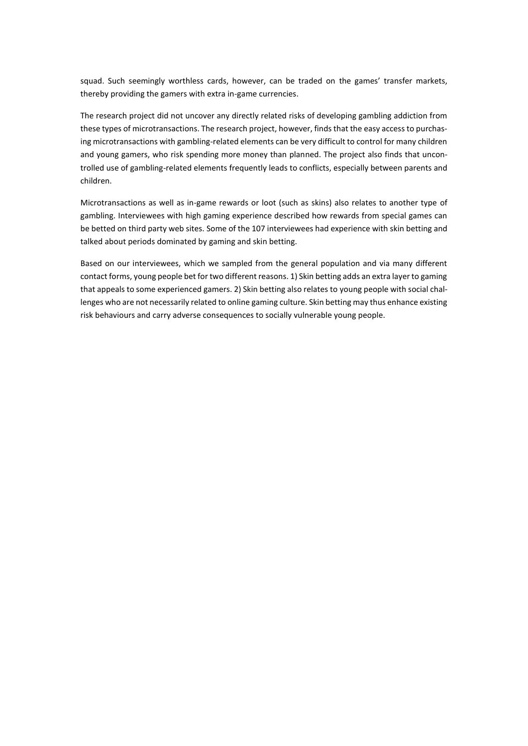squad. Such seemingly worthless cards, however, can be traded on the games' transfer markets, thereby providing the gamers with extra in-game currencies.

The research project did not uncover any directly related risks of developing gambling addiction from these types of microtransactions. The research project, however, finds that the easy access to purchasing microtransactions with gambling-related elements can be very difficult to control for many children and young gamers, who risk spending more money than planned. The project also finds that uncontrolled use of gambling-related elements frequently leads to conflicts, especially between parents and children.

Microtransactions as well as in-game rewards or loot (such as skins) also relates to another type of gambling. Interviewees with high gaming experience described how rewards from special games can be betted on third party web sites. Some of the 107 interviewees had experience with skin betting and talked about periods dominated by gaming and skin betting.

Based on our interviewees, which we sampled from the general population and via many different contact forms, young people bet for two different reasons. 1) Skin betting adds an extra layer to gaming that appeals to some experienced gamers. 2) Skin betting also relates to young people with social challenges who are not necessarily related to online gaming culture. Skin betting may thus enhance existing risk behaviours and carry adverse consequences to socially vulnerable young people.